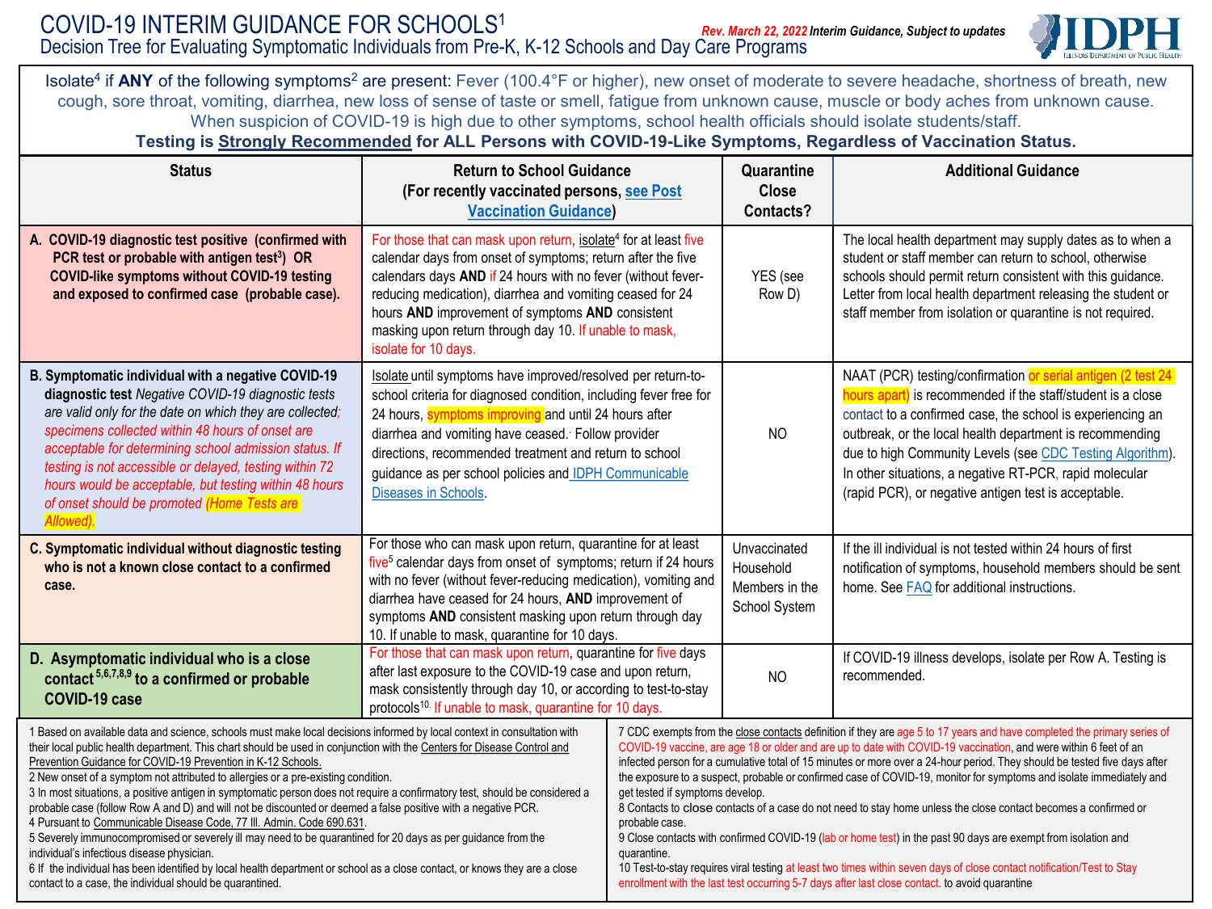# COVID-19 INTERIM GUIDANCE FOR SCHOOLS[1]

## Decision Tree for Evaluating Symptomatic Individuals from Pre-K, K-12 Schools and Day Care Programs

*Rev. March 22, 2022* **Interim Guidance, Subject to updates**

Isolate[4] if **ANY** of the following symptoms[2] are present: Fever (100.4°F or higher), new onset of moderate to severe headache, shortness of breath, new cough, sore throat, vomiting, diarrhea, new loss of sense of taste or smell, fatigue from unknown cause, muscle or body aches from unknown cause. When suspicion of COVID-19 is high due to other symptoms, school health officials should isolate students/staff.

**Testing is Strongly Recommended for ALL Persons with COVID-19-Like Symptoms, Regardless of Vaccination Status.**

| Status | Return to School Guidance (For recently vaccinated persons, see Post Vaccination Guidance) | Quarantine Close Contacts? | Additional Guidance |
|---|---|---|---|
| **A. COVID-19 diagnostic test positive (confirmed with PCR test or probable with antigen test[3]) OR COVID-like symptoms without COVID-19 testing and exposed to confirmed case (probable case).** | For those that can mask upon return, isolate[4] for at least five calendar days from onset of symptoms; return after the five calendars days **AND** if 24 hours with no fever (without fever-reducing medication), diarrhea and vomiting ceased for 24 hours **AND** improvement of symptoms **AND** consistent masking upon return through day 10. If unable to mask, isolate for 10 days. | YES (see Row D) | The local health department may supply dates as to when a student or staff member can return to school, otherwise schools should permit return consistent with this guidance. Letter from local health department releasing the student or staff member from isolation or quarantine is not required. |
| **B. Symptomatic individual with a negative COVID-19 diagnostic test** *Negative COVID-19 diagnostic tests are valid only for the date on which they are collected; specimens collected within 48 hours of onset are acceptable for determining school admission status. If testing is not accessible or delayed, testing within 72 hours would be acceptable, but testing within 48 hours of onset should be promoted (Home Tests are Allowed).* | Isolate until symptoms have improved/resolved per return-to-school criteria for diagnosed condition, including fever free for 24 hours, symptoms improving and until 24 hours after diarrhea and vomiting have ceased. Follow provider directions, recommended treatment and return to school guidance as per school policies and IDPH Communicable Diseases in Schools. | NO | NAAT (PCR) testing/confirmation or serial antigen (2 test 24 hours apart) is recommended if the staff/student is a close contact to a confirmed case, the school is experiencing an outbreak, or the local health department is recommending due to high Community Levels (see CDC Testing Algorithm). In other situations, a negative RT-PCR, rapid molecular (rapid PCR), or negative antigen test is acceptable. |
| **C. Symptomatic individual without diagnostic testing who is not a known close contact to a confirmed case.** | For those who can mask upon return, quarantine for at least five[5] calendar days from onset of symptoms; return if 24 hours with no fever (without fever-reducing medication), vomiting and diarrhea have ceased for 24 hours, **AND** improvement of symptoms **AND** consistent masking upon return through day 10. If unable to mask, quarantine for 10 days. | Unvaccinated Household Members in the School System | If the ill individual is not tested within 24 hours of first notification of symptoms, household members should be sent home. See FAQ for additional instructions. |
| **D. Asymptomatic individual who is a close contact[5,6,7,8,9] to a confirmed or probable COVID-19 case** | For those that can mask upon return, quarantine for five days after last exposure to the COVID-19 case and upon return, mask consistently through day 10, or according to test-to-stay protocols[10]. If unable to mask, quarantine for 10 days. | NO | If COVID-19 illness develops, isolate per Row A. Testing is recommended. |

1 Based on available data and science, schools must make local decisions informed by local context in consultation with their local public health department. This chart should be used in conjunction with the Centers for Disease Control and Prevention Guidance for COVID-19 Prevention in K-12 Schools.

2 New onset of a symptom not attributed to allergies or a pre-existing condition.

3 In most situations, a positive antigen in symptomatic person does not require a confirmatory test, should be considered a probable case (follow Row A and D) and will not be discounted or deemed a false positive with a negative PCR.

4 Pursuant to Communicable Disease Code, 77 Ill. Admin. Code 690.631.

5 Severely immunocompromised or severely ill may need to be quarantined for 20 days as per guidance from the individual's infectious disease physician.

6 If the individual has been identified by local health department or school as a close contact, or knows they are a close contact to a case, the individual should be quarantined.

7 CDC exempts from the close contacts definition if they are age 5 to 17 years and have completed the primary series of COVID-19 vaccine, are age 18 or older and are up to date with COVID-19 vaccination, and were within 6 feet of an infected person for a cumulative total of 15 minutes or more over a 24-hour period. They should be tested five days after the exposure to a suspect, probable or confirmed case of COVID-19, monitor for symptoms and isolate immediately and get tested if symptoms develop.

8 Contacts to close contacts of a case do not need to stay home unless the close contact becomes a confirmed or probable case.

9 Close contacts with confirmed COVID-19 (lab or home test) in the past 90 days are exempt from isolation and quarantine.

10 Test-to-stay requires viral testing at least two times within seven days of close contact notification/Test to Stay enrollment with the last test occurring 5-7 days after last close contact. to avoid quarantine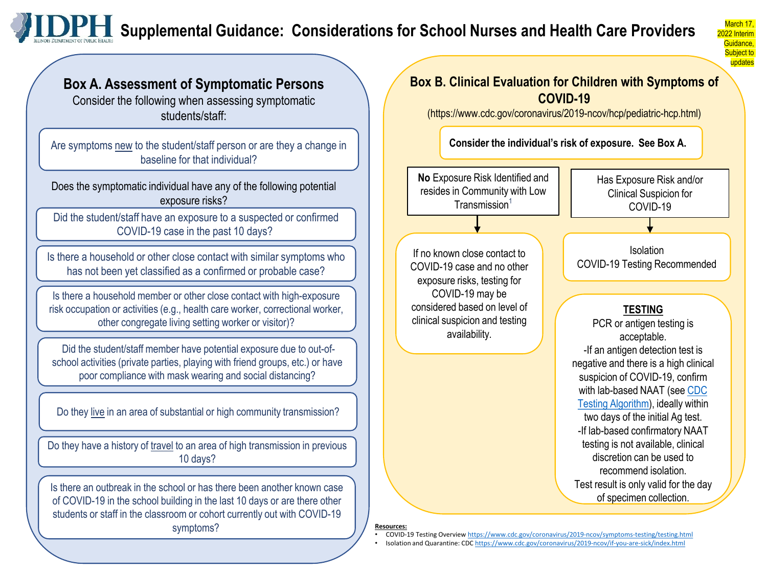# Supplemental Guidance: Considerations for School Nurses and Health Care Providers

March 17, 2022 Interim Guidance, Subject to updates

## Box A. Assessment of Symptomatic Persons

Consider the following when assessing symptomatic students/staff:

Are symptoms new to the student/staff person or are they a change in baseline for that individual?

Does the symptomatic individual have any of the following potential exposure risks?

- Did the student/staff have an exposure to a suspected or confirmed COVID-19 case in the past 10 days?
- Is there a household or other close contact with similar symptoms who has not been yet classified as a confirmed or probable case?
- Is there a household member or other close contact with high-exposure risk occupation or activities (e.g., health care worker, correctional worker, other congregate living setting worker or visitor)?
- Did the student/staff member have potential exposure due to out-of-school activities (private parties, playing with friend groups, etc.) or have poor compliance with mask wearing and social distancing?
- Do they live in an area of substantial or high community transmission?
- Do they have a history of travel to an area of high transmission in previous 10 days?
- Is there an outbreak in the school or has there been another known case of COVID-19 in the school building in the last 10 days or are there other students or staff in the classroom or cohort currently out with COVID-19 symptoms?

## Box B. Clinical Evaluation for Children with Symptoms of COVID-19

(https://www.cdc.gov/coronavirus/2019-ncov/hcp/pediatric-hcp.html)

**Consider the individual's risk of exposure. See Box A.**

**No** Exposure Risk Identified and resides in Community with Low Transmission[1]

→ If no known close contact to COVID-19 case and no other exposure risks, testing for COVID-19 may be considered based on level of clinical suspicion and testing availability.

Has Exposure Risk and/or Clinical Suspicion for COVID-19

→ Isolation
COVID-19 Testing Recommended

**TESTING**

PCR or antigen testing is acceptable.

-If an antigen detection test is negative and there is a high clinical suspicion of COVID-19, confirm with lab-based NAAT (see CDC Testing Algorithm), ideally within two days of the initial Ag test.

-If lab-based confirmatory NAAT testing is not available, clinical discretion can be used to recommend isolation.

Test result is only valid for the day of specimen collection.

**Resources:**

- COVID-19 Testing Overview https://www.cdc.gov/coronavirus/2019-ncov/symptoms-testing/testing.html
- Isolation and Quarantine: CDC https://www.cdc.gov/coronavirus/2019-ncov/if-you-are-sick/index.html